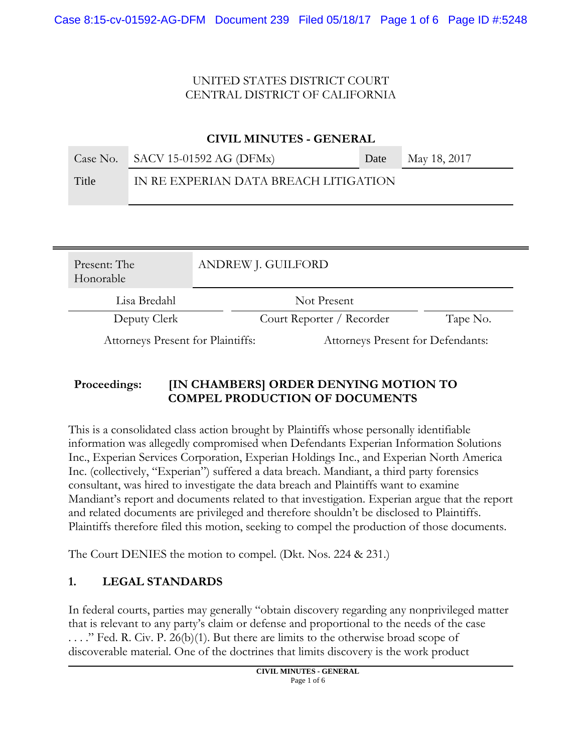UNITED STATES DISTRICT COURT
CENTRAL DISTRICT OF CALIFORNIA

**CIVIL MINUTES - GENERAL**

| Case No. | SACV 15-01592 AG (DFMx) | Date | May 18, 2017 |
|---|---|---|---|
| Title | IN RE EXPERIAN DATA BREACH LITIGATION | | |

| Present: The Honorable | ANDREW J. GUILFORD | |
|---|---|---|
| Lisa Bredahl | Not Present | |
| Deputy Clerk | Court Reporter / Recorder | Tape No. |

Attorneys Present for Plaintiffs: | Attorneys Present for Defendants:

**Proceedings: [IN CHAMBERS] ORDER DENYING MOTION TO COMPEL PRODUCTION OF DOCUMENTS**

This is a consolidated class action brought by Plaintiffs whose personally identifiable information was allegedly compromised when Defendants Experian Information Solutions Inc., Experian Services Corporation, Experian Holdings Inc., and Experian North America Inc. (collectively, "Experian") suffered a data breach. Mandiant, a third party forensics consultant, was hired to investigate the data breach and Plaintiffs want to examine Mandiant's report and documents related to that investigation. Experian argue that the report and related documents are privileged and therefore shouldn't be disclosed to Plaintiffs. Plaintiffs therefore filed this motion, seeking to compel the production of those documents.

The Court DENIES the motion to compel. (Dkt. Nos. 224 & 231.)

## 1. LEGAL STANDARDS

In federal courts, parties may generally "obtain discovery regarding any nonprivileged matter that is relevant to any party's claim or defense and proportional to the needs of the case . . . ." Fed. R. Civ. P. 26(b)(1). But there are limits to the otherwise broad scope of discoverable material. One of the doctrines that limits discovery is the work product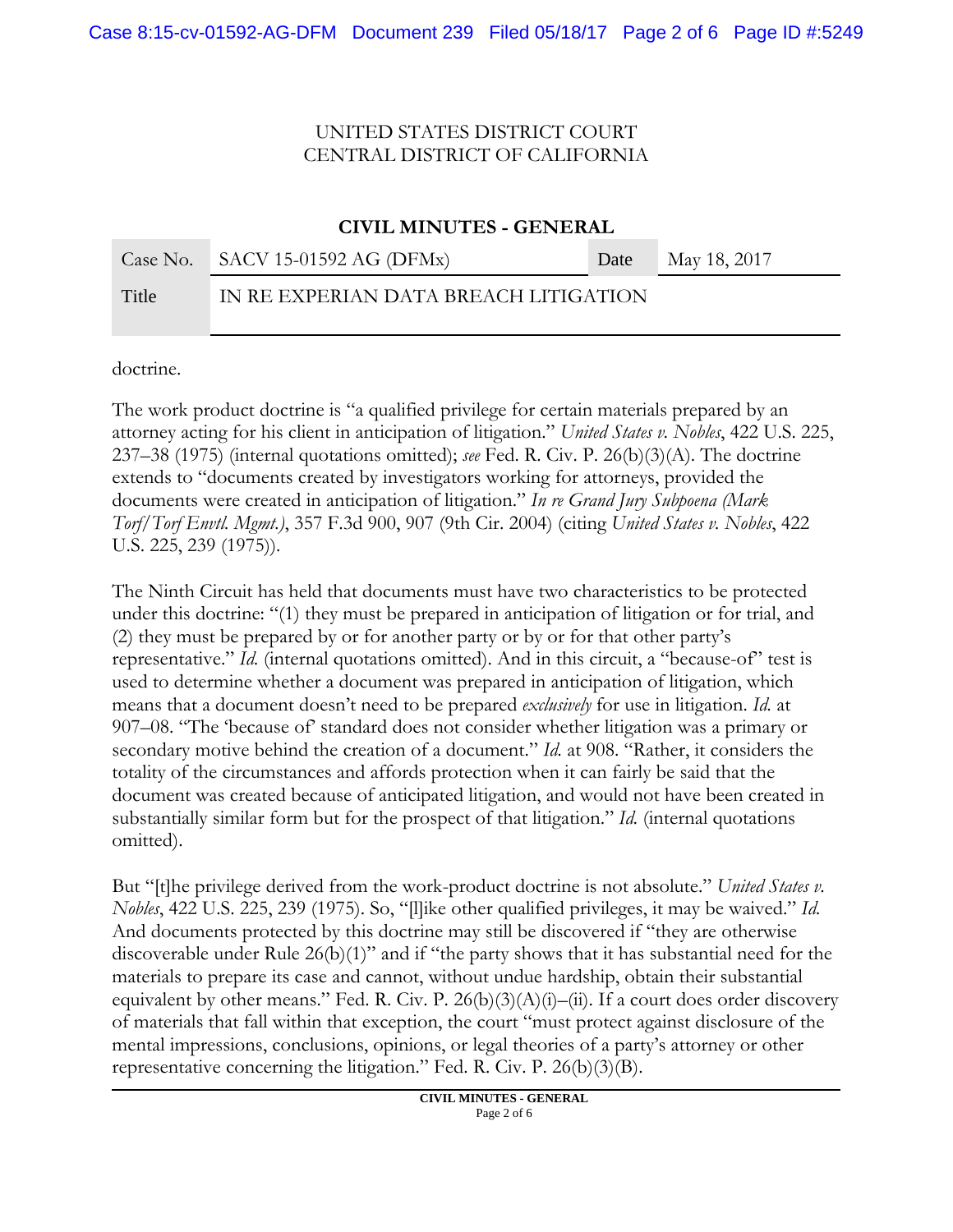doctrine.

The work product doctrine is "a qualified privilege for certain materials prepared by an attorney acting for his client in anticipation of litigation." *United States v. Nobles*, 422 U.S. 225, 237–38 (1975) (internal quotations omitted); *see* Fed. R. Civ. P. 26(b)(3)(A). The doctrine extends to "documents created by investigators working for attorneys, provided the documents were created in anticipation of litigation." *In re Grand Jury Subpoena (Mark Torf/Torf Envtl. Mgmt.)*, 357 F.3d 900, 907 (9th Cir. 2004) (citing *United States v. Nobles*, 422 U.S. 225, 239 (1975)).

The Ninth Circuit has held that documents must have two characteristics to be protected under this doctrine: "(1) they must be prepared in anticipation of litigation or for trial, and (2) they must be prepared by or for another party or by or for that other party's representative." *Id.* (internal quotations omitted). And in this circuit, a "because-of" test is used to determine whether a document was prepared in anticipation of litigation, which means that a document doesn't need to be prepared *exclusively* for use in litigation. *Id.* at 907–08. "The 'because of' standard does not consider whether litigation was a primary or secondary motive behind the creation of a document." *Id.* at 908. "Rather, it considers the totality of the circumstances and affords protection when it can fairly be said that the document was created because of anticipated litigation, and would not have been created in substantially similar form but for the prospect of that litigation." *Id.* (internal quotations omitted).

But "[t]he privilege derived from the work-product doctrine is not absolute." *United States v. Nobles*, 422 U.S. 225, 239 (1975). So, "[l]ike other qualified privileges, it may be waived." *Id.* And documents protected by this doctrine may still be discovered if "they are otherwise discoverable under Rule 26(b)(1)" and if "the party shows that it has substantial need for the materials to prepare its case and cannot, without undue hardship, obtain their substantial equivalent by other means." Fed. R. Civ. P. 26(b)(3)(A)(i)–(ii). If a court does order discovery of materials that fall within that exception, the court "must protect against disclosure of the mental impressions, conclusions, opinions, or legal theories of a party's attorney or other representative concerning the litigation." Fed. R. Civ. P. 26(b)(3)(B).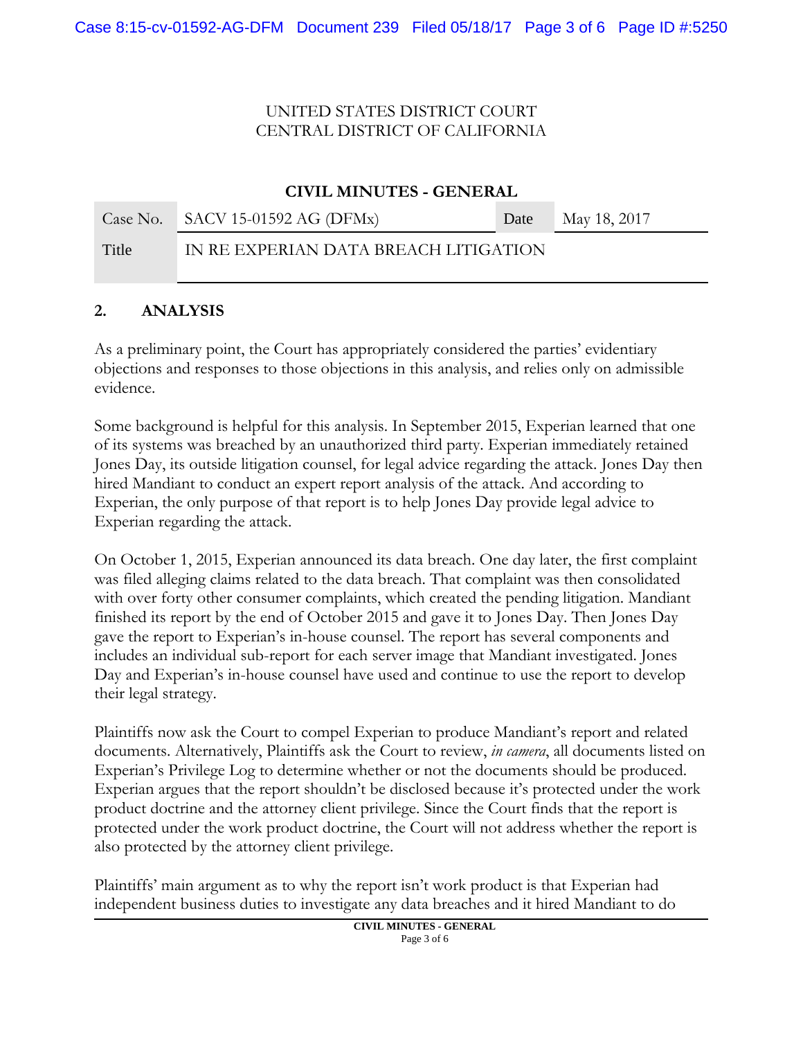UNITED STATES DISTRICT COURT
CENTRAL DISTRICT OF CALIFORNIA

**CIVIL MINUTES - GENERAL**

| Case No. | SACV 15-01592 AG (DFMx) | Date | May 18, 2017 |
| --- | --- | --- | --- |
| Title | IN RE EXPERIAN DATA BREACH LITIGATION | | |

## 2. ANALYSIS

As a preliminary point, the Court has appropriately considered the parties' evidentiary objections and responses to those objections in this analysis, and relies only on admissible evidence.

Some background is helpful for this analysis. In September 2015, Experian learned that one of its systems was breached by an unauthorized third party. Experian immediately retained Jones Day, its outside litigation counsel, for legal advice regarding the attack. Jones Day then hired Mandiant to conduct an expert report analysis of the attack. And according to Experian, the only purpose of that report is to help Jones Day provide legal advice to Experian regarding the attack.

On October 1, 2015, Experian announced its data breach. One day later, the first complaint was filed alleging claims related to the data breach. That complaint was then consolidated with over forty other consumer complaints, which created the pending litigation. Mandiant finished its report by the end of October 2015 and gave it to Jones Day. Then Jones Day gave the report to Experian's in-house counsel. The report has several components and includes an individual sub-report for each server image that Mandiant investigated. Jones Day and Experian's in-house counsel have used and continue to use the report to develop their legal strategy.

Plaintiffs now ask the Court to compel Experian to produce Mandiant's report and related documents. Alternatively, Plaintiffs ask the Court to review, *in camera*, all documents listed on Experian's Privilege Log to determine whether or not the documents should be produced. Experian argues that the report shouldn't be disclosed because it's protected under the work product doctrine and the attorney client privilege. Since the Court finds that the report is protected under the work product doctrine, the Court will not address whether the report is also protected by the attorney client privilege.

Plaintiffs' main argument as to why the report isn't work product is that Experian had independent business duties to investigate any data breaches and it hired Mandiant to do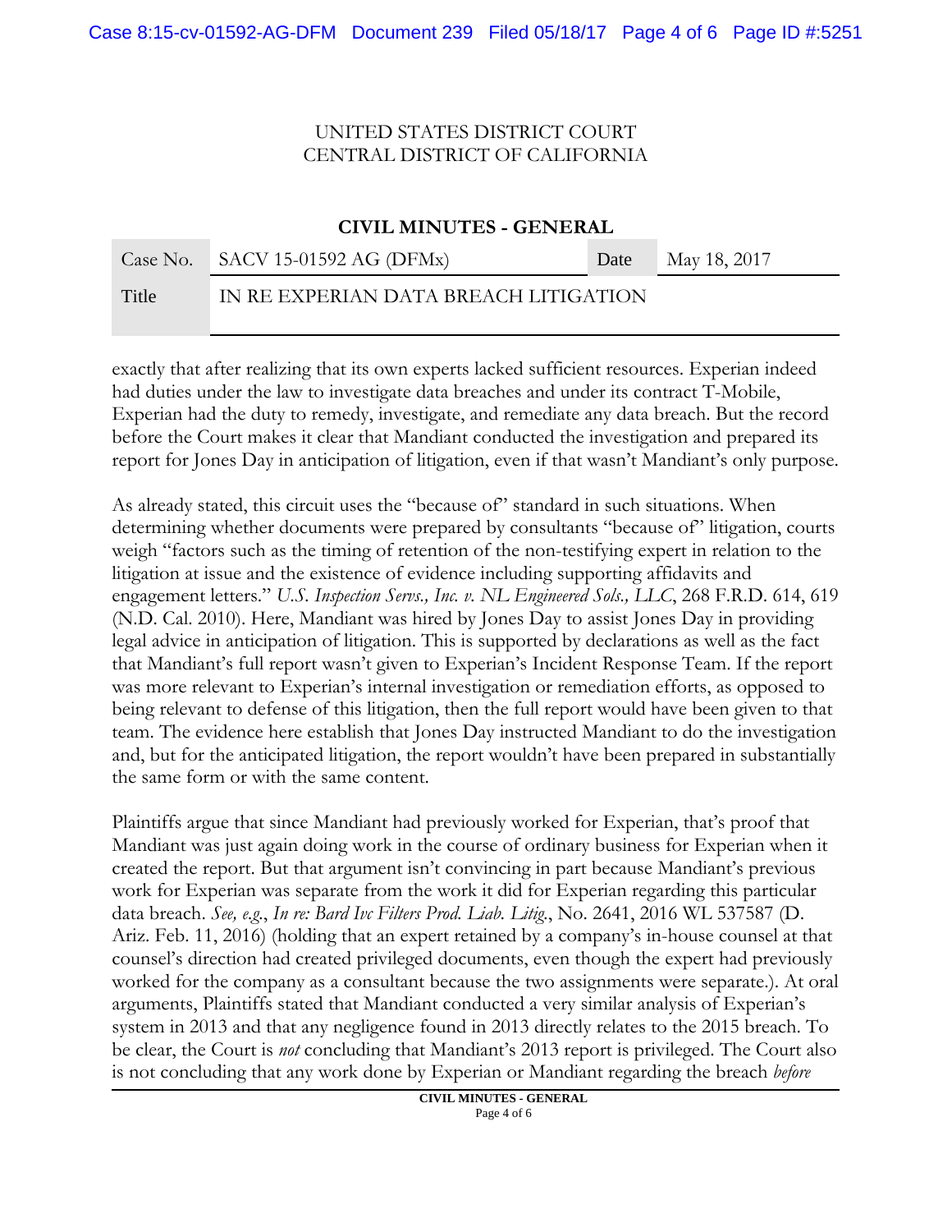exactly that after realizing that its own experts lacked sufficient resources. Experian indeed had duties under the law to investigate data breaches and under its contract T-Mobile, Experian had the duty to remedy, investigate, and remediate any data breach. But the record before the Court makes it clear that Mandiant conducted the investigation and prepared its report for Jones Day in anticipation of litigation, even if that wasn't Mandiant's only purpose.

As already stated, this circuit uses the "because of" standard in such situations. When determining whether documents were prepared by consultants "because of" litigation, courts weigh "factors such as the timing of retention of the non-testifying expert in relation to the litigation at issue and the existence of evidence including supporting affidavits and engagement letters." *U.S. Inspection Servs., Inc. v. NL Engineered Sols., LLC*, 268 F.R.D. 614, 619 (N.D. Cal. 2010). Here, Mandiant was hired by Jones Day to assist Jones Day in providing legal advice in anticipation of litigation. This is supported by declarations as well as the fact that Mandiant's full report wasn't given to Experian's Incident Response Team. If the report was more relevant to Experian's internal investigation or remediation efforts, as opposed to being relevant to defense of this litigation, then the full report would have been given to that team. The evidence here establish that Jones Day instructed Mandiant to do the investigation and, but for the anticipated litigation, the report wouldn't have been prepared in substantially the same form or with the same content.

Plaintiffs argue that since Mandiant had previously worked for Experian, that's proof that Mandiant was just again doing work in the course of ordinary business for Experian when it created the report. But that argument isn't convincing in part because Mandiant's previous work for Experian was separate from the work it did for Experian regarding this particular data breach. *See, e.g.*, *In re: Bard Ivc Filters Prod. Liab. Litig.*, No. 2641, 2016 WL 537587 (D. Ariz. Feb. 11, 2016) (holding that an expert retained by a company's in-house counsel at that counsel's direction had created privileged documents, even though the expert had previously worked for the company as a consultant because the two assignments were separate.). At oral arguments, Plaintiffs stated that Mandiant conducted a very similar analysis of Experian's system in 2013 and that any negligence found in 2013 directly relates to the 2015 breach. To be clear, the Court is *not* concluding that Mandiant's 2013 report is privileged. The Court also is not concluding that any work done by Experian or Mandiant regarding the breach *before*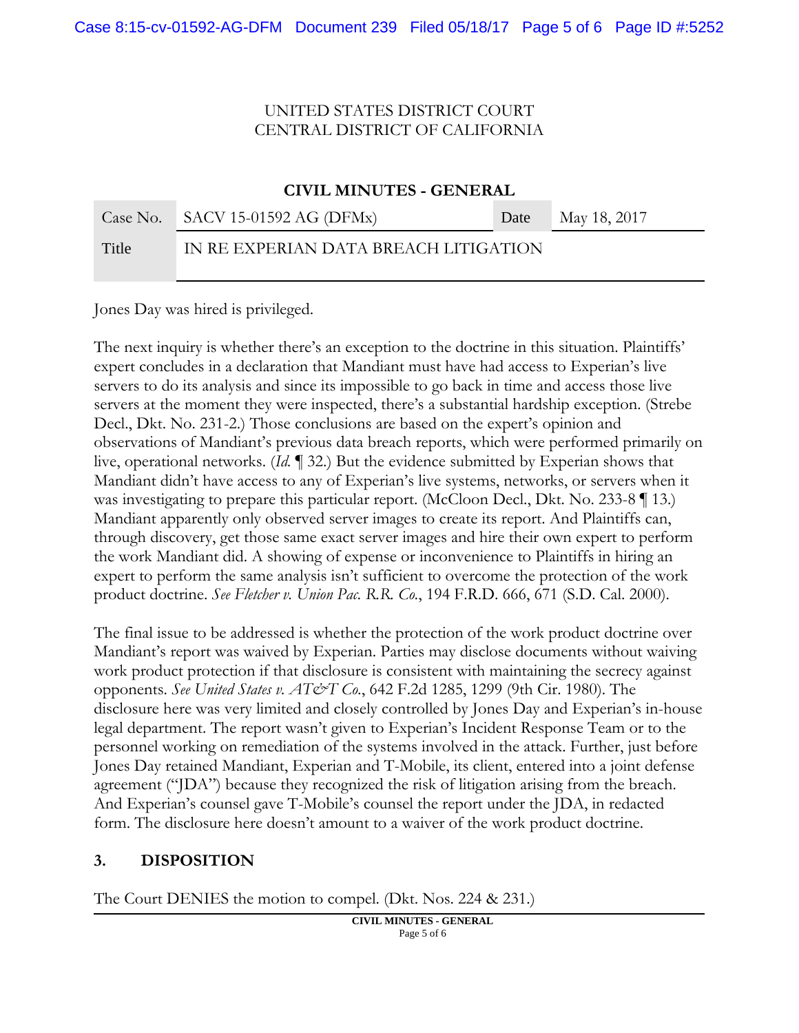UNITED STATES DISTRICT COURT
CENTRAL DISTRICT OF CALIFORNIA

**CIVIL MINUTES - GENERAL**

| Case No. | SACV 15-01592 AG (DFMx) | Date | May 18, 2017 |
|---|---|---|---|
| Title | IN RE EXPERIAN DATA BREACH LITIGATION | | |

Jones Day was hired is privileged.

The next inquiry is whether there's an exception to the doctrine in this situation. Plaintiffs' expert concludes in a declaration that Mandiant must have had access to Experian's live servers to do its analysis and since its impossible to go back in time and access those live servers at the moment they were inspected, there's a substantial hardship exception. (Strebe Decl., Dkt. No. 231-2.) Those conclusions are based on the expert's opinion and observations of Mandiant's previous data breach reports, which were performed primarily on live, operational networks. (*Id.* ¶ 32.) But the evidence submitted by Experian shows that Mandiant didn't have access to any of Experian's live systems, networks, or servers when it was investigating to prepare this particular report. (McCloon Decl., Dkt. No. 233-8 ¶ 13.) Mandiant apparently only observed server images to create its report. And Plaintiffs can, through discovery, get those same exact server images and hire their own expert to perform the work Mandiant did. A showing of expense or inconvenience to Plaintiffs in hiring an expert to perform the same analysis isn't sufficient to overcome the protection of the work product doctrine. *See Fletcher v. Union Pac. R.R. Co.*, 194 F.R.D. 666, 671 (S.D. Cal. 2000).

The final issue to be addressed is whether the protection of the work product doctrine over Mandiant's report was waived by Experian. Parties may disclose documents without waiving work product protection if that disclosure is consistent with maintaining the secrecy against opponents. *See United States v. AT&T Co.*, 642 F.2d 1285, 1299 (9th Cir. 1980). The disclosure here was very limited and closely controlled by Jones Day and Experian's in-house legal department. The report wasn't given to Experian's Incident Response Team or to the personnel working on remediation of the systems involved in the attack. Further, just before Jones Day retained Mandiant, Experian and T-Mobile, its client, entered into a joint defense agreement ("JDA") because they recognized the risk of litigation arising from the breach. And Experian's counsel gave T-Mobile's counsel the report under the JDA, in redacted form. The disclosure here doesn't amount to a waiver of the work product doctrine.

## 3. DISPOSITION

The Court DENIES the motion to compel. (Dkt. Nos. 224 & 231.)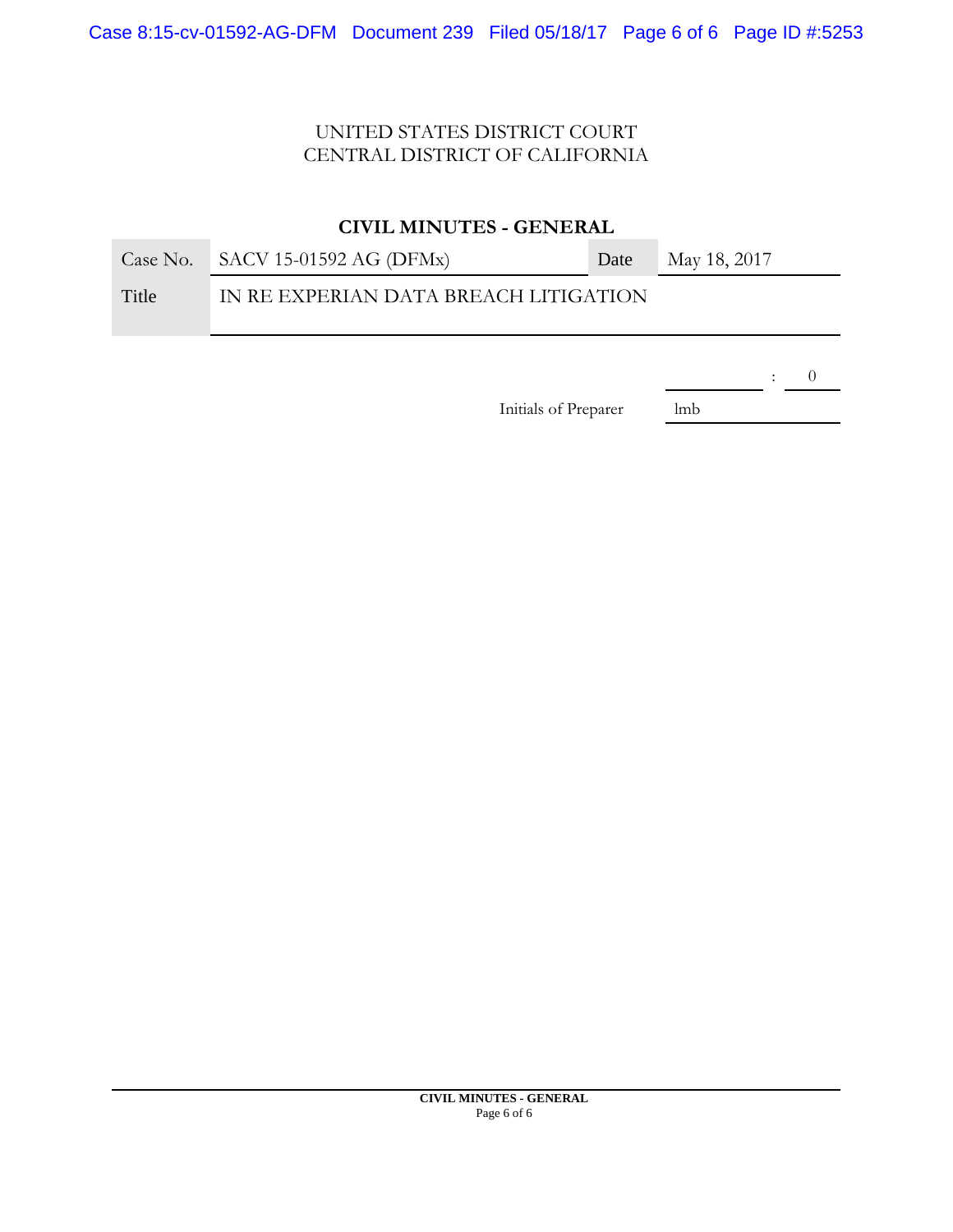UNITED STATES DISTRICT COURT
CENTRAL DISTRICT OF CALIFORNIA

**CIVIL MINUTES - GENERAL**

| | | | |
|---|---|---|---|
| Case No. | SACV 15-01592 AG (DFMx) | Date | May 18, 2017 |
| Title | IN RE EXPERIAN DATA BREACH LITIGATION | | |

: 0

Initials of Preparer lmb